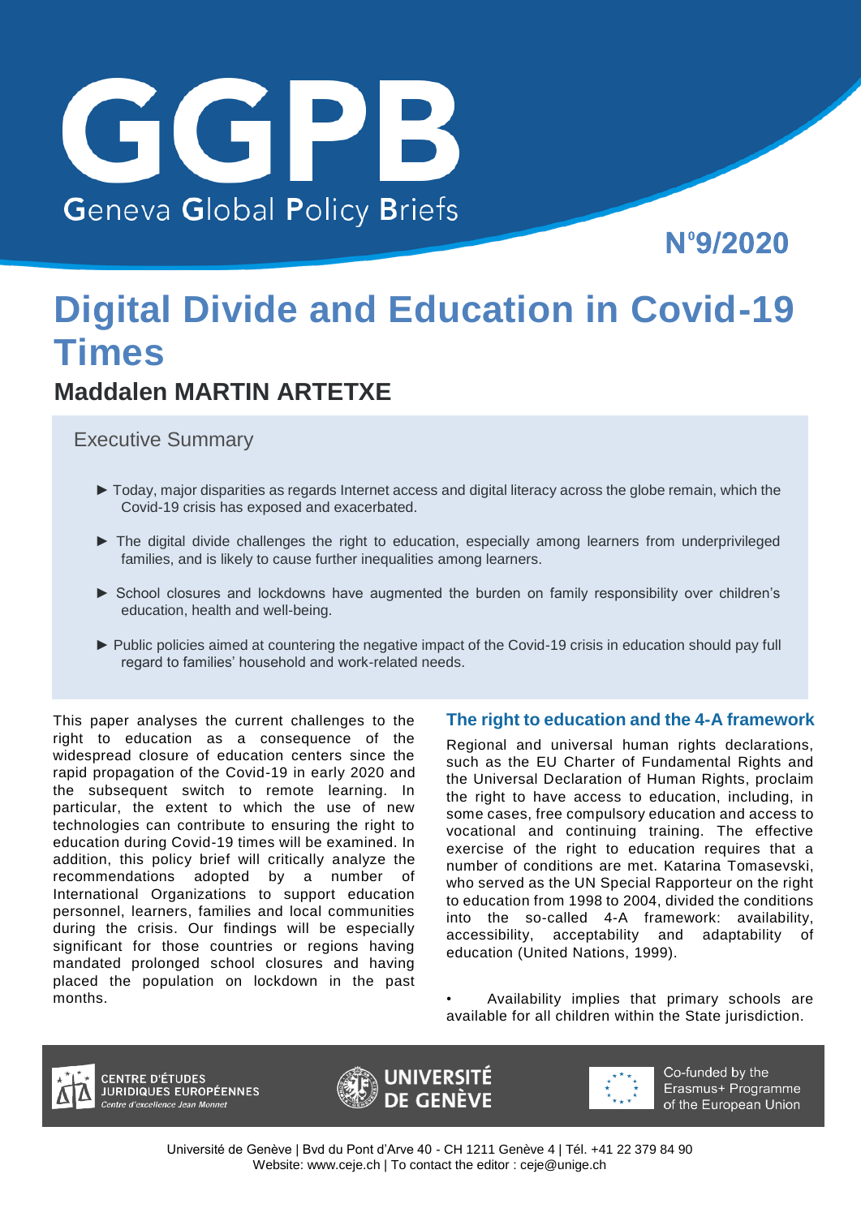# GGPB

Geneva Global Policy Briefs

N°9/2020

# Digital Divide and Education in Covid-19 Times

## Maddalen MARTIN ARTETXE

### Executive Summary

- ► Today, major disparities as regards Internet access and digital literacy across the globe remain, which the Covid-19 crisis has exposed and exacerbated.
- ► The digital divide challenges the right to education, especially among learners from underprivileged families, and is likely to cause further inequalities among learners.
- ► School closures and lockdowns have augmented the burden on family responsibility over children's education, health and well-being.
- ► Public policies aimed at countering the negative impact of the Covid-19 crisis in education should pay full regard to families' household and work-related needs.

This paper analyses the current challenges to the right to education as a consequence of the widespread closure of education centers since the rapid propagation of the Covid-19 in early 2020 and the subsequent switch to remote learning. In particular, the extent to which the use of new technologies can contribute to ensuring the right to education during Covid-19 times will be examined. In addition, this policy brief will critically analyze the recommendations adopted by a number of International Organizations to support education personnel, learners, families and local communities during the crisis. Our findings will be especially significant for those countries or regions having mandated prolonged school closures and having placed the population on lockdown in the past months.

### The right to education and the 4-A framework

Regional and universal human rights declarations, such as the EU Charter of Fundamental Rights and the Universal Declaration of Human Rights, proclaim the right to have access to education, including, in some cases, free compulsory education and access to vocational and continuing training. The effective exercise of the right to education requires that a number of conditions are met. Katarina Tomasevski, who served as the UN Special Rapporteur on the right to education from 1998 to 2004, divided the conditions into the so-called 4-A framework: availability, accessibility, acceptability and adaptability of education (United Nations, 1999).

- Availability implies that primary schools are available for all children within the State jurisdiction.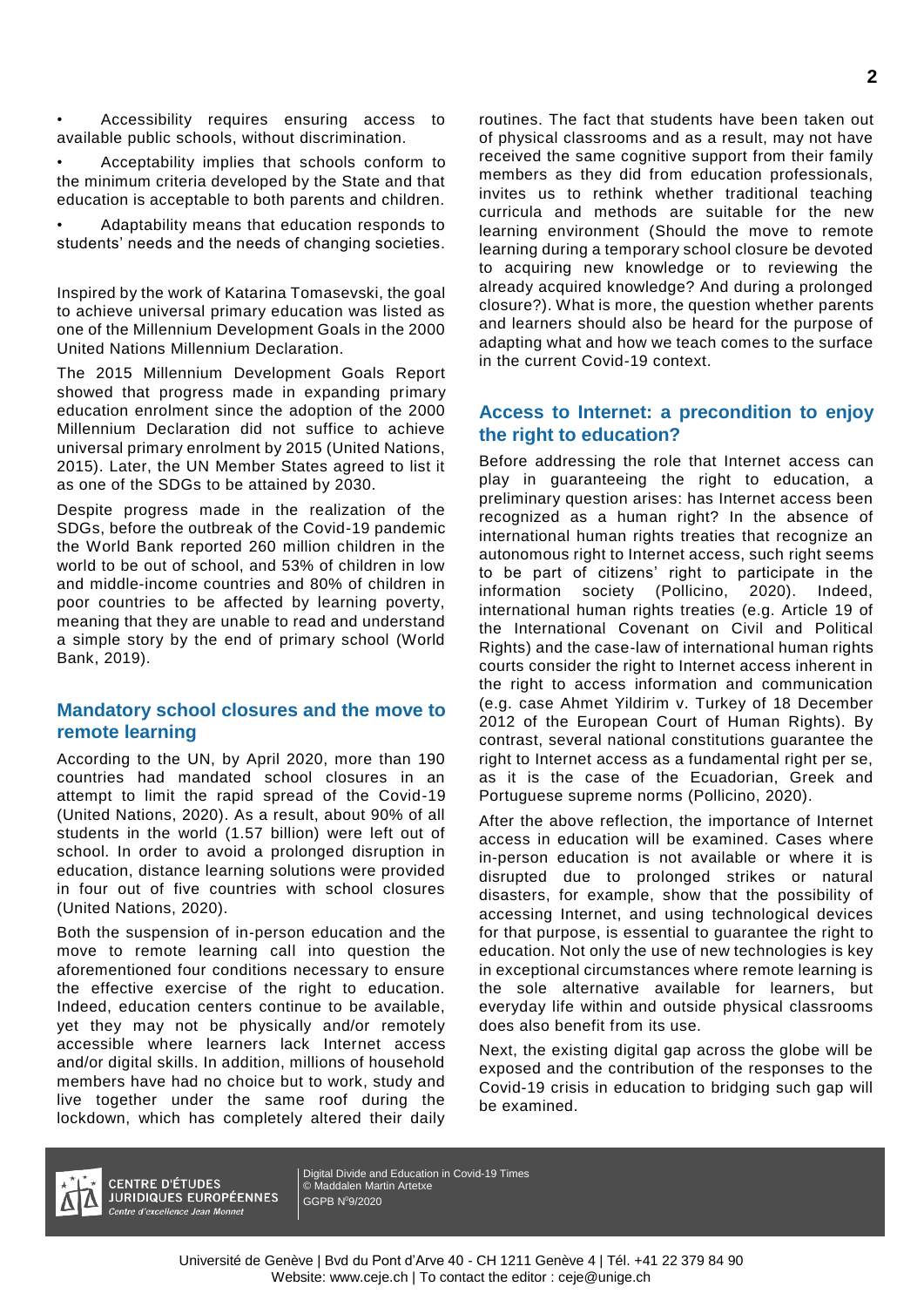- Accessibility requires ensuring access to available public schools, without discrimination.
- Acceptability implies that schools conform to the minimum criteria developed by the State and that education is acceptable to both parents and children.
- Adaptability means that education responds to students' needs and the needs of changing societies.

Inspired by the work of Katarina Tomasevski, the goal to achieve universal primary education was listed as one of the Millennium Development Goals in the 2000 United Nations Millennium Declaration.

The 2015 Millennium Development Goals Report showed that progress made in expanding primary education enrolment since the adoption of the 2000 Millennium Declaration did not suffice to achieve universal primary enrolment by 2015 (United Nations, 2015). Later, the UN Member States agreed to list it as one of the SDGs to be attained by 2030.

Despite progress made in the realization of the SDGs, before the outbreak of the Covid-19 pandemic the World Bank reported 260 million children in the world to be out of school, and 53% of children in low and middle-income countries and 80% of children in poor countries to be affected by learning poverty, meaning that they are unable to read and understand a simple story by the end of primary school (World Bank, 2019).

## Mandatory school closures and the move to remote learning

According to the UN, by April 2020, more than 190 countries had mandated school closures in an attempt to limit the rapid spread of the Covid-19 (United Nations, 2020). As a result, about 90% of all students in the world (1.57 billion) were left out of school. In order to avoid a prolonged disruption in education, distance learning solutions were provided in four out of five countries with school closures (United Nations, 2020).

Both the suspension of in-person education and the move to remote learning call into question the aforementioned four conditions necessary to ensure the effective exercise of the right to education. Indeed, education centers continue to be available, yet they may not be physically and/or remotely accessible where learners lack Internet access and/or digital skills. In addition, millions of household members have had no choice but to work, study and live together under the same roof during the lockdown, which has completely altered their daily routines. The fact that students have been taken out of physical classrooms and as a result, may not have received the same cognitive support from their family members as they did from education professionals, invites us to rethink whether traditional teaching curricula and methods are suitable for the new learning environment (Should the move to remote learning during a temporary school closure be devoted to acquiring new knowledge or to reviewing the already acquired knowledge? And during a prolonged closure?). What is more, the question whether parents and learners should also be heard for the purpose of adapting what and how we teach comes to the surface in the current Covid-19 context.

## Access to Internet: a precondition to enjoy the right to education?

Before addressing the role that Internet access can play in guaranteeing the right to education, a preliminary question arises: has Internet access been recognized as a human right? In the absence of international human rights treaties that recognize an autonomous right to Internet access, such right seems to be part of citizens' right to participate in the information society (Pollicino, 2020). Indeed, international human rights treaties (e.g. Article 19 of the International Covenant on Civil and Political Rights) and the case-law of international human rights courts consider the right to Internet access inherent in the right to access information and communication (e.g. case Ahmet Yildirim v. Turkey of 18 December 2012 of the European Court of Human Rights). By contrast, several national constitutions guarantee the right to Internet access as a fundamental right per se, as it is the case of the Ecuadorian, Greek and Portuguese supreme norms (Pollicino, 2020).

After the above reflection, the importance of Internet access in education will be examined. Cases where in-person education is not available or where it is disrupted due to prolonged strikes or natural disasters, for example, show that the possibility of accessing Internet, and using technological devices for that purpose, is essential to guarantee the right to education. Not only the use of new technologies is key in exceptional circumstances where remote learning is the sole alternative available for learners, but everyday life within and outside physical classrooms does also benefit from its use.

Next, the existing digital gap across the globe will be exposed and the contribution of the responses to the Covid-19 crisis in education to bridging such gap will be examined.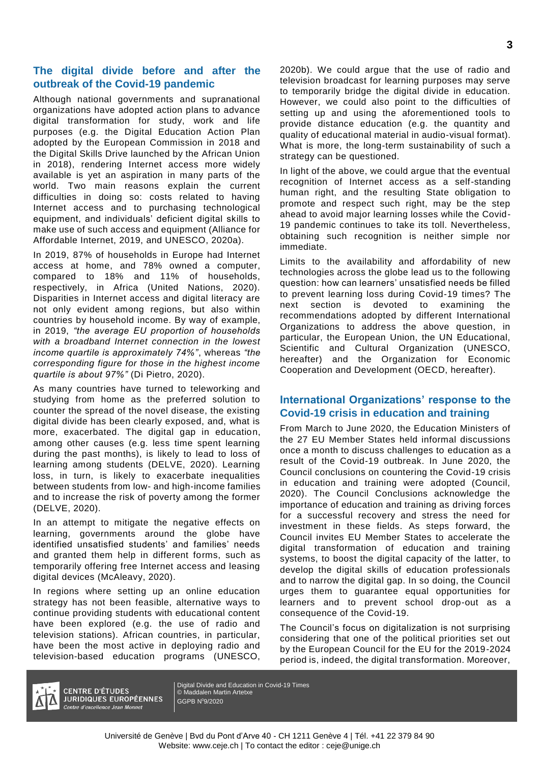## The digital divide before and after the outbreak of the Covid-19 pandemic

Although national governments and supranational organizations have adopted action plans to advance digital transformation for study, work and life purposes (e.g. the Digital Education Action Plan adopted by the European Commission in 2018 and the Digital Skills Drive launched by the African Union in 2018), rendering Internet access more widely available is yet an aspiration in many parts of the world. Two main reasons explain the current difficulties in doing so: costs related to having Internet access and to purchasing technological equipment, and individuals' deficient digital skills to make use of such access and equipment (Alliance for Affordable Internet, 2019, and UNESCO, 2020a).

In 2019, 87% of households in Europe had Internet access at home, and 78% owned a computer, compared to 18% and 11% of households, respectively, in Africa (United Nations, 2020). Disparities in Internet access and digital literacy are not only evident among regions, but also within countries by household income. By way of example, in 2019, *"the average EU proportion of households with a broadband Internet connection in the lowest income quartile is approximately 74%"*, whereas *"the corresponding figure for those in the highest income quartile is about 97%"* (Di Pietro, 2020).

As many countries have turned to teleworking and studying from home as the preferred solution to counter the spread of the novel disease, the existing digital divide has been clearly exposed, and, what is more, exacerbated. The digital gap in education, among other causes (e.g. less time spent learning during the past months), is likely to lead to loss of learning among students (DELVE, 2020). Learning loss, in turn, is likely to exacerbate inequalities between students from low- and high-income families and to increase the risk of poverty among the former (DELVE, 2020).

In an attempt to mitigate the negative effects on learning, governments around the globe have identified unsatisfied students' and families' needs and granted them help in different forms, such as temporarily offering free Internet access and leasing digital devices (McAleavy, 2020).

In regions where setting up an online education strategy has not been feasible, alternative ways to continue providing students with educational content have been explored (e.g. the use of radio and television stations). African countries, in particular, have been the most active in deploying radio and television-based education programs (UNESCO, 2020b). We could argue that the use of radio and television broadcast for learning purposes may serve to temporarily bridge the digital divide in education. However, we could also point to the difficulties of setting up and using the aforementioned tools to provide distance education (e.g. the quantity and quality of educational material in audio-visual format). What is more, the long-term sustainability of such a strategy can be questioned.

In light of the above, we could argue that the eventual recognition of Internet access as a self-standing human right, and the resulting State obligation to promote and respect such right, may be the step ahead to avoid major learning losses while the Covid-19 pandemic continues to take its toll. Nevertheless, obtaining such recognition is neither simple nor immediate.

Limits to the availability and affordability of new technologies across the globe lead us to the following question: how can learners' unsatisfied needs be filled to prevent learning loss during Covid-19 times? The next section is devoted to examining the recommendations adopted by different International Organizations to address the above question, in particular, the European Union, the UN Educational, Scientific and Cultural Organization (UNESCO, hereafter) and the Organization for Economic Cooperation and Development (OECD, hereafter).

## International Organizations' response to the Covid-19 crisis in education and training

From March to June 2020, the Education Ministers of the 27 EU Member States held informal discussions once a month to discuss challenges to education as a result of the Covid-19 outbreak. In June 2020, the Council conclusions on countering the Covid-19 crisis in education and training were adopted (Council, 2020). The Council Conclusions acknowledge the importance of education and training as driving forces for a successful recovery and stress the need for investment in these fields. As steps forward, the Council invites EU Member States to accelerate the digital transformation of education and training systems, to boost the digital capacity of the latter, to develop the digital skills of education professionals and to narrow the digital gap. In so doing, the Council urges them to guarantee equal opportunities for learners and to prevent school drop-out as a consequence of the Covid-19.

The Council's focus on digitalization is not surprising considering that one of the political priorities set out by the European Council for the EU for the 2019-2024 period is, indeed, the digital transformation. Moreover,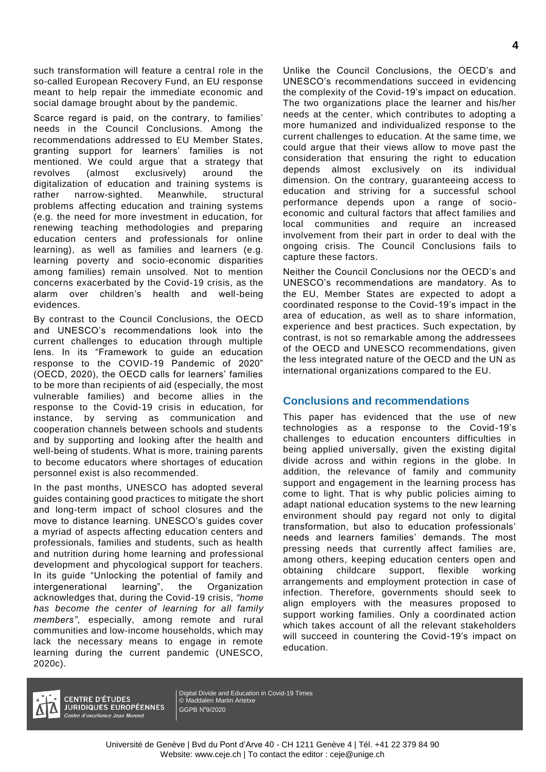such transformation will feature a central role in the so-called European Recovery Fund, an EU response meant to help repair the immediate economic and social damage brought about by the pandemic.

Scarce regard is paid, on the contrary, to families' needs in the Council Conclusions. Among the recommendations addressed to EU Member States, granting support for learners' families is not mentioned. We could argue that a strategy that revolves (almost exclusively) around the digitalization of education and training systems is rather narrow-sighted. Meanwhile, structural problems affecting education and training systems (e.g. the need for more investment in education, for renewing teaching methodologies and preparing education centers and professionals for online learning), as well as families and learners (e.g. learning poverty and socio-economic disparities among families) remain unsolved. Not to mention concerns exacerbated by the Covid-19 crisis, as the alarm over children's health and well-being evidences.

By contrast to the Council Conclusions, the OECD and UNESCO's recommendations look into the current challenges to education through multiple lens. In its "Framework to guide an education response to the COVID-19 Pandemic of 2020" (OECD, 2020), the OECD calls for learners' families to be more than recipients of aid (especially, the most vulnerable families) and become allies in the response to the Covid-19 crisis in education, for instance, by serving as communication and cooperation channels between schools and students and by supporting and looking after the health and well-being of students. What is more, training parents to become educators where shortages of education personnel exist is also recommended.

In the past months, UNESCO has adopted several guides containing good practices to mitigate the short and long-term impact of school closures and the move to distance learning. UNESCO's guides cover a myriad of aspects affecting education centers and professionals, families and students, such as health and nutrition during home learning and professional development and phycological support for teachers. In its guide "Unlocking the potential of family and intergenerational learning", the Organization acknowledges that, during the Covid-19 crisis, *"home has become the center of learning for all family members"*, especially, among remote and rural communities and low-income households, which may lack the necessary means to engage in remote learning during the current pandemic (UNESCO, 2020c).

Unlike the Council Conclusions, the OECD's and UNESCO's recommendations succeed in evidencing the complexity of the Covid-19's impact on education. The two organizations place the learner and his/her needs at the center, which contributes to adopting a more humanized and individualized response to the current challenges to education. At the same time, we could argue that their views allow to move past the consideration that ensuring the right to education depends almost exclusively on its individual dimension. On the contrary, guaranteeing access to education and striving for a successful school performance depends upon a range of socio-economic and cultural factors that affect families and local communities and require an increased involvement from their part in order to deal with the ongoing crisis. The Council Conclusions fails to capture these factors.

Neither the Council Conclusions nor the OECD's and UNESCO's recommendations are mandatory. As to the EU, Member States are expected to adopt a coordinated response to the Covid-19's impact in the area of education, as well as to share information, experience and best practices. Such expectation, by contrast, is not so remarkable among the addressees of the OECD and UNESCO recommendations, given the less integrated nature of the OECD and the UN as international organizations compared to the EU.

## Conclusions and recommendations

This paper has evidenced that the use of new technologies as a response to the Covid-19's challenges to education encounters difficulties in being applied universally, given the existing digital divide across and within regions in the globe. In addition, the relevance of family and community support and engagement in the learning process has come to light. That is why public policies aiming to adapt national education systems to the new learning environment should pay regard not only to digital transformation, but also to education professionals' needs and learners families' demands. The most pressing needs that currently affect families are, among others, keeping education centers open and obtaining childcare support, flexible working arrangements and employment protection in case of infection. Therefore, governments should seek to align employers with the measures proposed to support working families. Only a coordinated action which takes account of all the relevant stakeholders will succeed in countering the Covid-19's impact on education.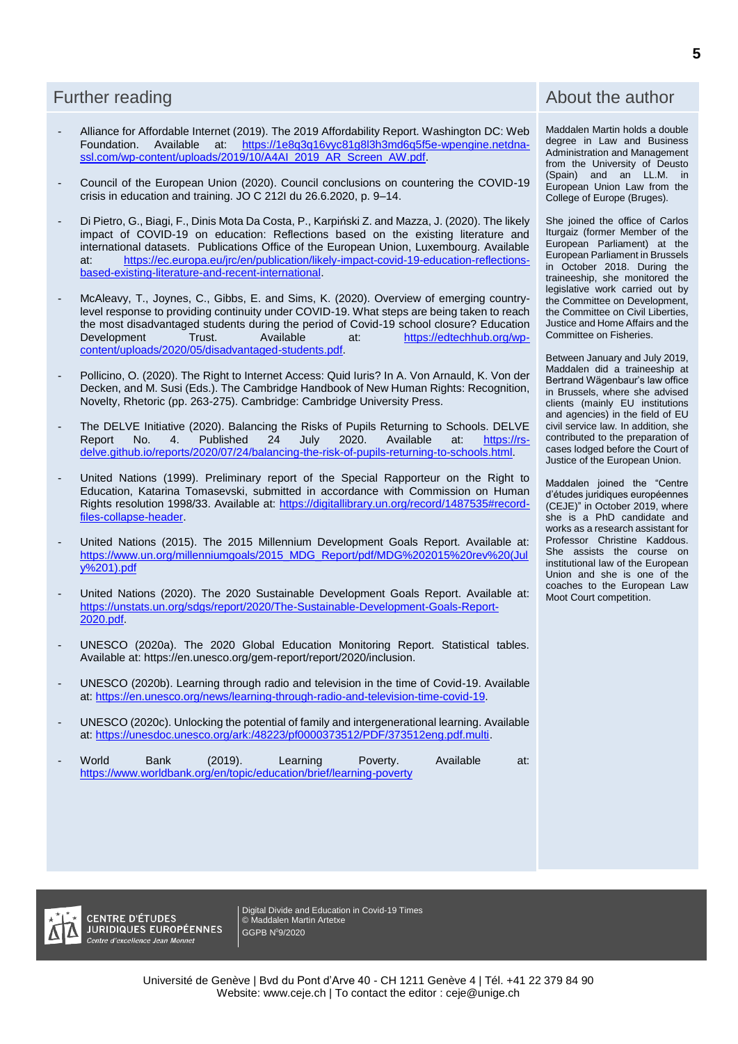## Further reading

- Alliance for Affordable Internet (2019). The 2019 Affordability Report. Washington DC: Web Foundation. Available at: https://1e8q3q16vyc81g8l3h3md6q5f5e-wpengine.netdna-ssl.com/wp-content/uploads/2019/10/A4AI_2019_AR_Screen_AW.pdf.
- Council of the European Union (2020). Council conclusions on countering the COVID-19 crisis in education and training. JO C 212I du 26.6.2020, p. 9–14.
- Di Pietro, G., Biagi, F., Dinis Mota Da Costa, P., Karpiński Z. and Mazza, J. (2020). The likely impact of COVID-19 on education: Reflections based on the existing literature and international datasets. Publications Office of the European Union, Luxembourg. Available at: https://ec.europa.eu/jrc/en/publication/likely-impact-covid-19-education-reflections-based-existing-literature-and-recent-international.
- McAleavy, T., Joynes, C., Gibbs, E. and Sims, K. (2020). Overview of emerging country-level response to providing continuity under COVID-19. What steps are being taken to reach the most disadvantaged students during the period of Covid-19 school closure? Education Development Trust. Available at: https://edtechhub.org/wp-content/uploads/2020/05/disadvantaged-students.pdf.
- Pollicino, O. (2020). The Right to Internet Access: Quid Iuris? In A. Von Arnauld, K. Von der Decken, and M. Susi (Eds.). The Cambridge Handbook of New Human Rights: Recognition, Novelty, Rhetoric (pp. 263-275). Cambridge: Cambridge University Press.
- The DELVE Initiative (2020). Balancing the Risks of Pupils Returning to Schools. DELVE Report No. 4. Published 24 July 2020. Available at: https://rs-delve.github.io/reports/2020/07/24/balancing-the-risk-of-pupils-returning-to-schools.html.
- United Nations (1999). Preliminary report of the Special Rapporteur on the Right to Education, Katarina Tomasevski, submitted in accordance with Commission on Human Rights resolution 1998/33. Available at: https://digitallibrary.un.org/record/1487535#record-files-collapse-header.
- United Nations (2015). The 2015 Millennium Development Goals Report. Available at: https://www.un.org/millenniumgoals/2015_MDG_Report/pdf/MDG%202015%20rev%20(July%201).pdf
- United Nations (2020). The 2020 Sustainable Development Goals Report. Available at: https://unstats.un.org/sdgs/report/2020/The-Sustainable-Development-Goals-Report-2020.pdf.
- UNESCO (2020a). The 2020 Global Education Monitoring Report. Statistical tables. Available at: https://en.unesco.org/gem-report/report/2020/inclusion.
- UNESCO (2020b). Learning through radio and television in the time of Covid-19. Available at: https://en.unesco.org/news/learning-through-radio-and-television-time-covid-19.
- UNESCO (2020c). Unlocking the potential of family and intergenerational learning. Available at: https://unesdoc.unesco.org/ark:/48223/pf0000373512/PDF/373512eng.pdf.multi.
- World Bank (2019). Learning Poverty. Available at: https://www.worldbank.org/en/topic/education/brief/learning-poverty

## About the author

Maddalen Martin holds a double degree in Law and Business Administration and Management from the University of Deusto (Spain) and an LL.M. in European Union Law from the College of Europe (Bruges).

She joined the office of Carlos Iturgaiz (former Member of the European Parliament) at the European Parliament in Brussels in October 2018. During the traineeship, she monitored the legislative work carried out by the Committee on Development, the Committee on Civil Liberties, Justice and Home Affairs and the Committee on Fisheries.

Between January and July 2019, Maddalen did a traineeship at Bertrand Wägenbaur's law office in Brussels, where she advised clients (mainly EU institutions and agencies) in the field of EU civil service law. In addition, she contributed to the preparation of cases lodged before the Court of Justice of the European Union.

Maddalen joined the "Centre d'études juridiques européennes (CEJE)" in October 2019, where she is a PhD candidate and works as a research assistant for Professor Christine Kaddous. She assists the course on institutional law of the European Union and she is one of the coaches to the European Law Moot Court competition.

CENTRE D'ÉTUDES JURIDIQUES EUROPÉENNES
Centre d'excellence Jean Monnet

Digital Divide and Education in Covid-19 Times
© Maddalen Martin Artetxe
GGPB N°9/2020

Université de Genève | Bvd du Pont d'Arve 40 - CH 1211 Genève 4 | Tél. +41 22 379 84 90
Website: www.ceje.ch | To contact the editor : ceje@unige.ch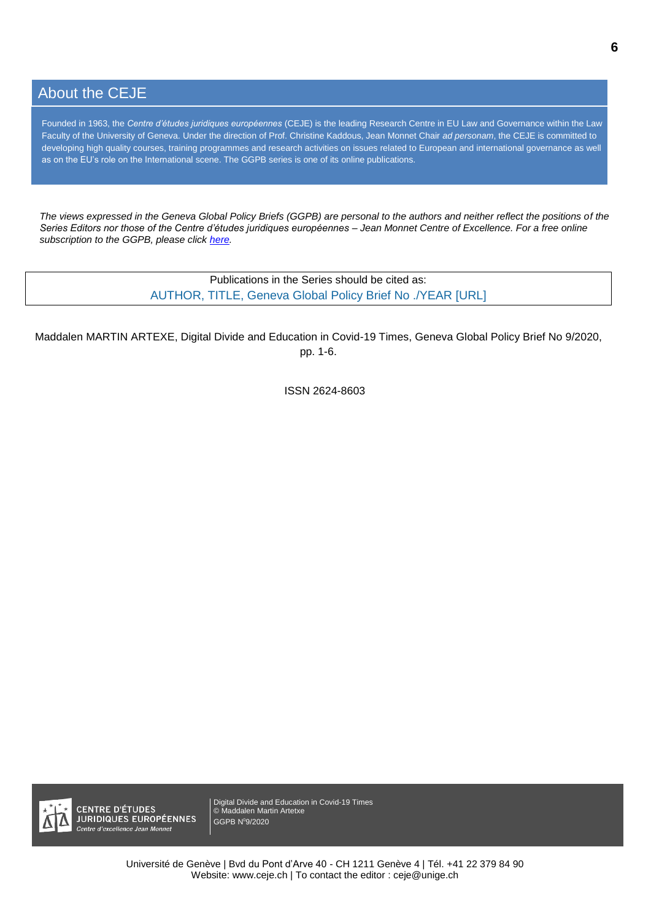## About the CEJE

Founded in 1963, the *Centre d'études juridiques européennes* (CEJE) is the leading Research Centre in EU Law and Governance within the Law Faculty of the University of Geneva. Under the direction of Prof. Christine Kaddous, Jean Monnet Chair *ad personam*, the CEJE is committed to developing high quality courses, training programmes and research activities on issues related to European and international governance as well as on the EU's role on the International scene. The GGPB series is one of its online publications.

*The views expressed in the Geneva Global Policy Briefs (GGPB) are personal to the authors and neither reflect the positions of the Series Editors nor those of the Centre d'études juridiques européennes – Jean Monnet Centre of Excellence. For a free online subscription to the GGPB, please click here.*

Publications in the Series should be cited as:
AUTHOR, TITLE, Geneva Global Policy Brief No ./YEAR [URL]

Maddalen MARTIN ARTEXE, Digital Divide and Education in Covid-19 Times, Geneva Global Policy Brief No 9/2020, pp. 1-6.

ISSN 2624-8603

CENTRE D'ÉTUDES JURIDIQUES EUROPÉENNES
*Centre d'excellence Jean Monnet*

Digital Divide and Education in Covid-19 Times
© Maddalen Martin Artetxe
GGPB N°9/2020

Université de Genève | Bvd du Pont d'Arve 40 - CH 1211 Genève 4 | Tél. +41 22 379 84 90
Website: www.ceje.ch | To contact the editor : ceje@unige.ch